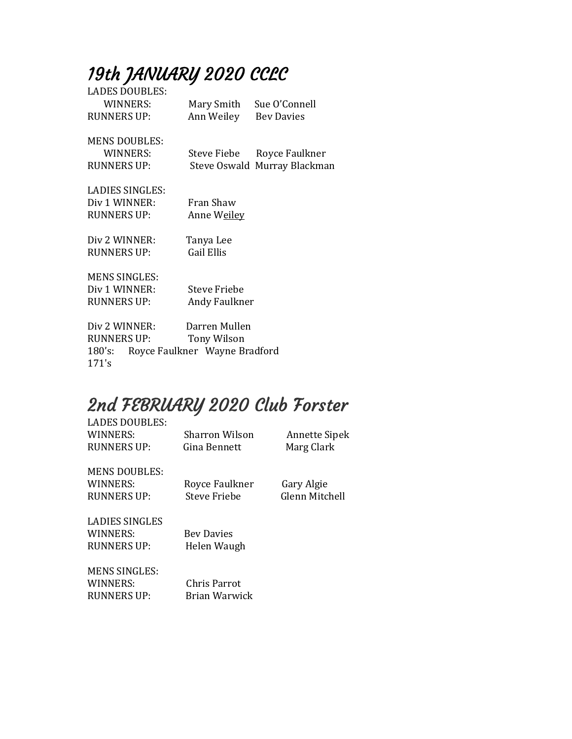# 19th JANUARY 2020 CCLC

LADES DOUBLES:

| | | |
|---|---|---|
| WINNERS: | Mary Smith | Sue O'Connell |
| RUNNERS UP: | Ann Weiley | Bev Davies |

MENS DOUBLES:

| | | |
|---|---|---|
| WINNERS: | Steve Fiebe | Royce Faulkner |
| RUNNERS UP: | Steve Oswald | Murray Blackman |

LADIES SINGLES:

Div 1 WINNER: Fran Shaw
RUNNERS UP: Anne Weiley

Div 2 WINNER: Tanya Lee
RUNNERS UP: Gail Ellis

MENS SINGLES:

Div 1 WINNER: Steve Friebe
RUNNERS UP: Andy Faulkner

Div 2 WINNER: Darren Mullen
RUNNERS UP: Tony Wilson
180's: Royce Faulkner Wayne Bradford
171's

# 2nd FEBRUARY 2020 Club Forster

LADES DOUBLES:

| | | |
|---|---|---|
| WINNERS: | Sharron Wilson | Annette Sipek |
| RUNNERS UP: | Gina Bennett | Marg Clark |

MENS DOUBLES:

| | | |
|---|---|---|
| WINNERS: | Royce Faulkner | Gary Algie |
| RUNNERS UP: | Steve Friebe | Glenn Mitchell |

LADIES SINGLES

WINNERS: Bev Davies
RUNNERS UP: Helen Waugh

MENS SINGLES:

WINNERS: Chris Parrot
RUNNERS UP: Brian Warwick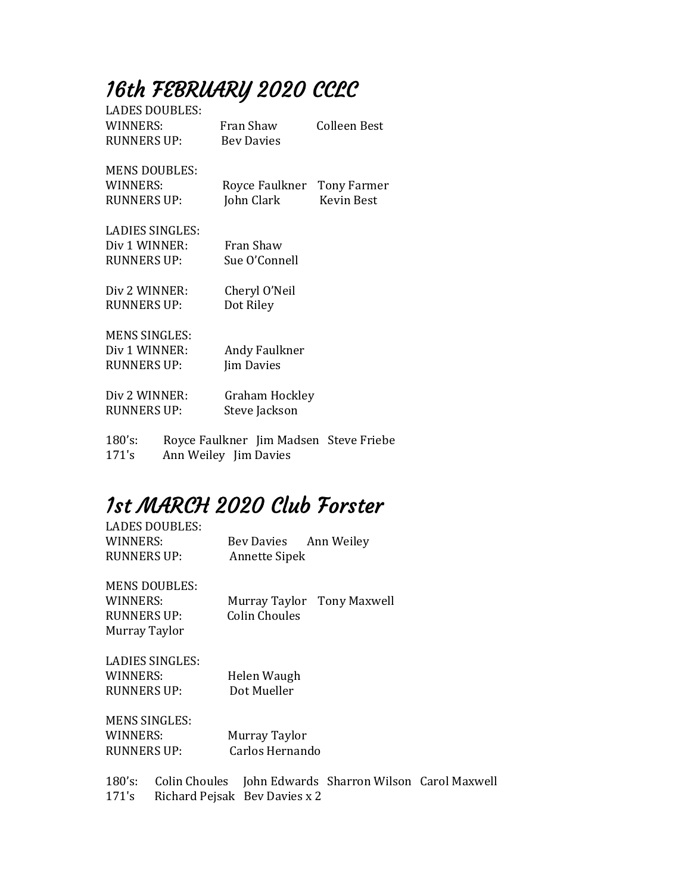# *16th FEBRUARY 2020 CCLC*

LADES DOUBLES:
WINNERS: Fran Shaw Colleen Best
RUNNERS UP: Bev Davies

MENS DOUBLES:
WINNERS: Royce Faulkner Tony Farmer
RUNNERS UP: John Clark Kevin Best

LADIES SINGLES:
Div 1 WINNER: Fran Shaw
RUNNERS UP: Sue O'Connell

Div 2 WINNER: Cheryl O'Neil
RUNNERS UP: Dot Riley

MENS SINGLES:
Div 1 WINNER: Andy Faulkner
RUNNERS UP: Jim Davies

Div 2 WINNER: Graham Hockley
RUNNERS UP: Steve Jackson

180's: Royce Faulkner Jim Madsen Steve Friebe
171's Ann Weiley Jim Davies

# *1st MARCH 2020 Club Forster*

LADES DOUBLES:
WINNERS: Bev Davies Ann Weiley
RUNNERS UP: Annette Sipek

MENS DOUBLES:
WINNERS: Murray Taylor Tony Maxwell
RUNNERS UP: Colin Choules
Murray Taylor

LADIES SINGLES:
WINNERS: Helen Waugh
RUNNERS UP: Dot Mueller

MENS SINGLES:
WINNERS: Murray Taylor
RUNNERS UP: Carlos Hernando

180's: Colin Choules John Edwards Sharron Wilson Carol Maxwell
171's Richard Pejsak Bev Davies x 2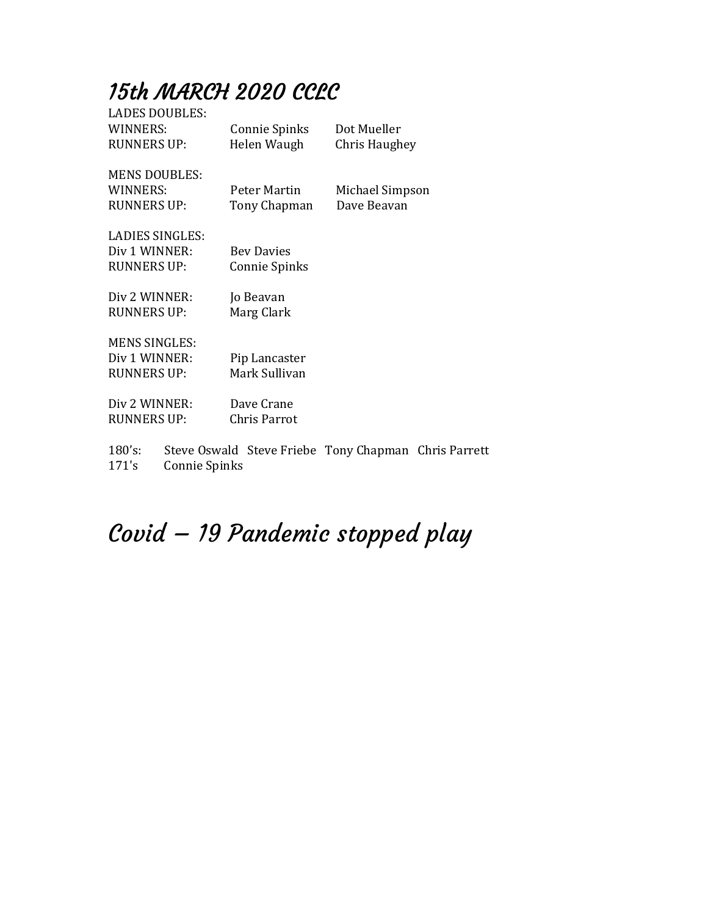# *15th MARCH 2020 CCLC*

LADES DOUBLES:

| | | |
|---|---|---|
| WINNERS: | Connie Spinks | Dot Mueller |
| RUNNERS UP: | Helen Waugh | Chris Haughey |

MENS DOUBLES:

| | | |
|---|---|---|
| WINNERS: | Peter Martin | Michael Simpson |
| RUNNERS UP: | Tony Chapman | Dave Beavan |

LADIES SINGLES:

| | |
|---|---|
| Div 1 WINNER: | Bev Davies |
| RUNNERS UP: | Connie Spinks |

| | |
|---|---|
| Div 2 WINNER: | Jo Beavan |
| RUNNERS UP: | Marg Clark |

MENS SINGLES:

| | |
|---|---|
| Div 1 WINNER: | Pip Lancaster |
| RUNNERS UP: | Mark Sullivan |

| | |
|---|---|
| Div 2 WINNER: | Dave Crane |
| RUNNERS UP: | Chris Parrot |

180's: Steve Oswald Steve Friebe Tony Chapman Chris Parrett
171's Connie Spinks

# *Covid – 19 Pandemic stopped play*